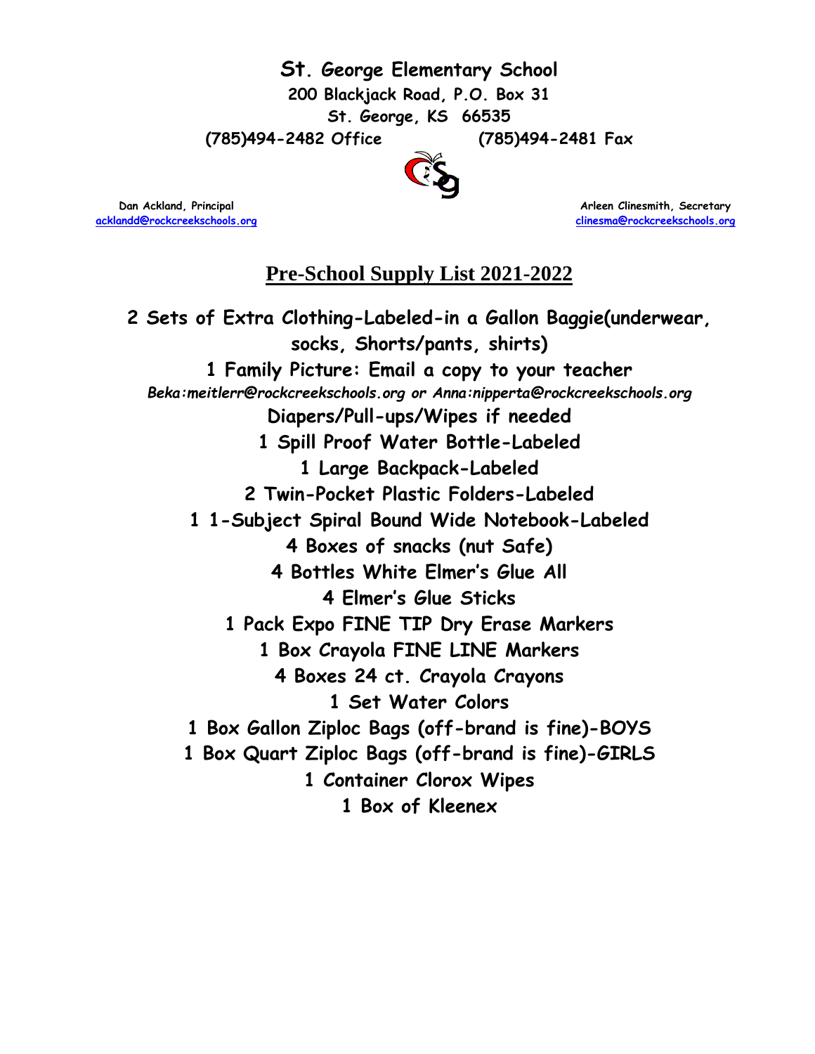# St. George Elementary School

**200 Blackjack Road, P.O. Box 31**
**St. George, KS 66535**
**(785)494-2482 Office (785)494-2481 Fax**

**Dan Ackland, Principal**
acklandd@rockcreekschools.org

**Arleen Clinesmith, Secretary**
clinesma@rockcreekschools.org

## Pre-School Supply List 2021-2022

**2 Sets of Extra Clothing-Labeled-in a Gallon Baggie(underwear, socks, Shorts/pants, shirts)**

**1 Family Picture: Email a copy to your teacher**

*Beka:meitlerr@rockcreekschools.org or Anna:nipperta@rockcreekschools.org*

**Diapers/Pull-ups/Wipes if needed**

**1 Spill Proof Water Bottle-Labeled**

**1 Large Backpack-Labeled**

**2 Twin-Pocket Plastic Folders-Labeled**

**1 1-Subject Spiral Bound Wide Notebook-Labeled**

**4 Boxes of snacks (nut Safe)**

**4 Bottles White Elmer's Glue All**

**4 Elmer's Glue Sticks**

**1 Pack Expo FINE TIP Dry Erase Markers**

**1 Box Crayola FINE LINE Markers**

**4 Boxes 24 ct. Crayola Crayons**

**1 Set Water Colors**

**1 Box Gallon Ziploc Bags (off-brand is fine)-BOYS**

**1 Box Quart Ziploc Bags (off-brand is fine)-GIRLS**

**1 Container Clorox Wipes**

**1 Box of Kleenex**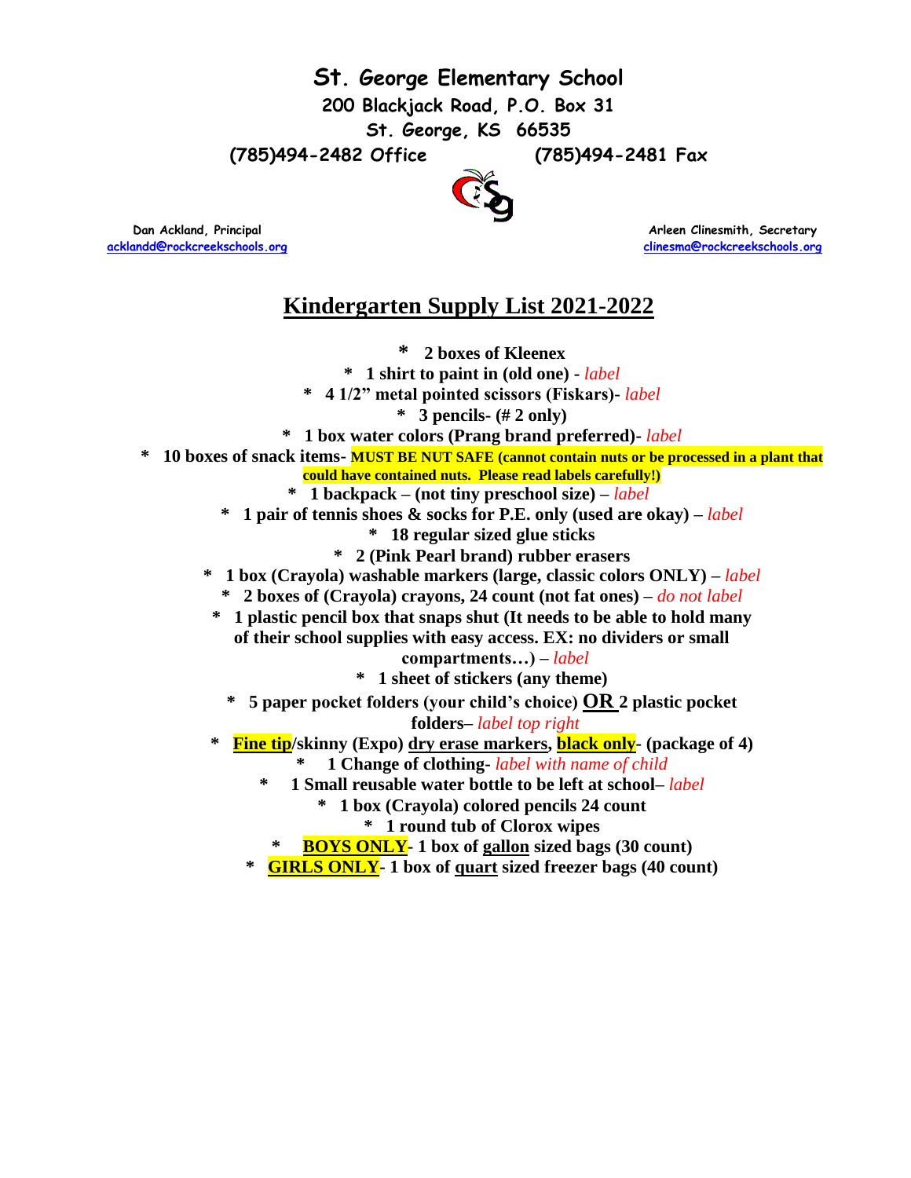# St. George Elementary School

**200 Blackjack Road, P.O. Box 31**
**St. George, KS 66535**
**(785)494-2482 Office (785)494-2481 Fax**

**Dan Ackland, Principal**
acklandd@rockcreekschools.org

**Arleen Clinesmith, Secretary**
clinesma@rockcreekschools.org

## Kindergarten Supply List 2021-2022

- **2 boxes of Kleenex**
- **1 shirt to paint in (old one) -** *label*
- **4 1/2" metal pointed scissors (Fiskars)-** *label*
- **3 pencils- (# 2 only)**
- **1 box water colors (Prang brand preferred)-** *label*
- **10 boxes of snack items- MUST BE NUT SAFE (cannot contain nuts or be processed in a plant that could have contained nuts. Please read labels carefully!)**
- **1 backpack – (not tiny preschool size) –** *label*
- **1 pair of tennis shoes & socks for P.E. only (used are okay) –** *label*
- **18 regular sized glue sticks**
- **2 (Pink Pearl brand) rubber erasers**
- **1 box (Crayola) washable markers (large, classic colors ONLY) –** *label*
- **2 boxes of (Crayola) crayons, 24 count (not fat ones) –** *do not label*
- **1 plastic pencil box that snaps shut (It needs to be able to hold many of their school supplies with easy access. EX: no dividers or small compartments…) –** *label*
- **1 sheet of stickers (any theme)**
- **5 paper pocket folders (your child's choice) OR 2 plastic pocket folders–** *label top right*
- **Fine tip/skinny (Expo) dry erase markers, black only- (package of 4)**
- **1 Change of clothing-** *label with name of child*
- **1 Small reusable water bottle to be left at school–** *label*
- **1 box (Crayola) colored pencils 24 count**
- **1 round tub of Clorox wipes**
- **BOYS ONLY- 1 box of gallon sized bags (30 count)**
- **GIRLS ONLY- 1 box of quart sized freezer bags (40 count)**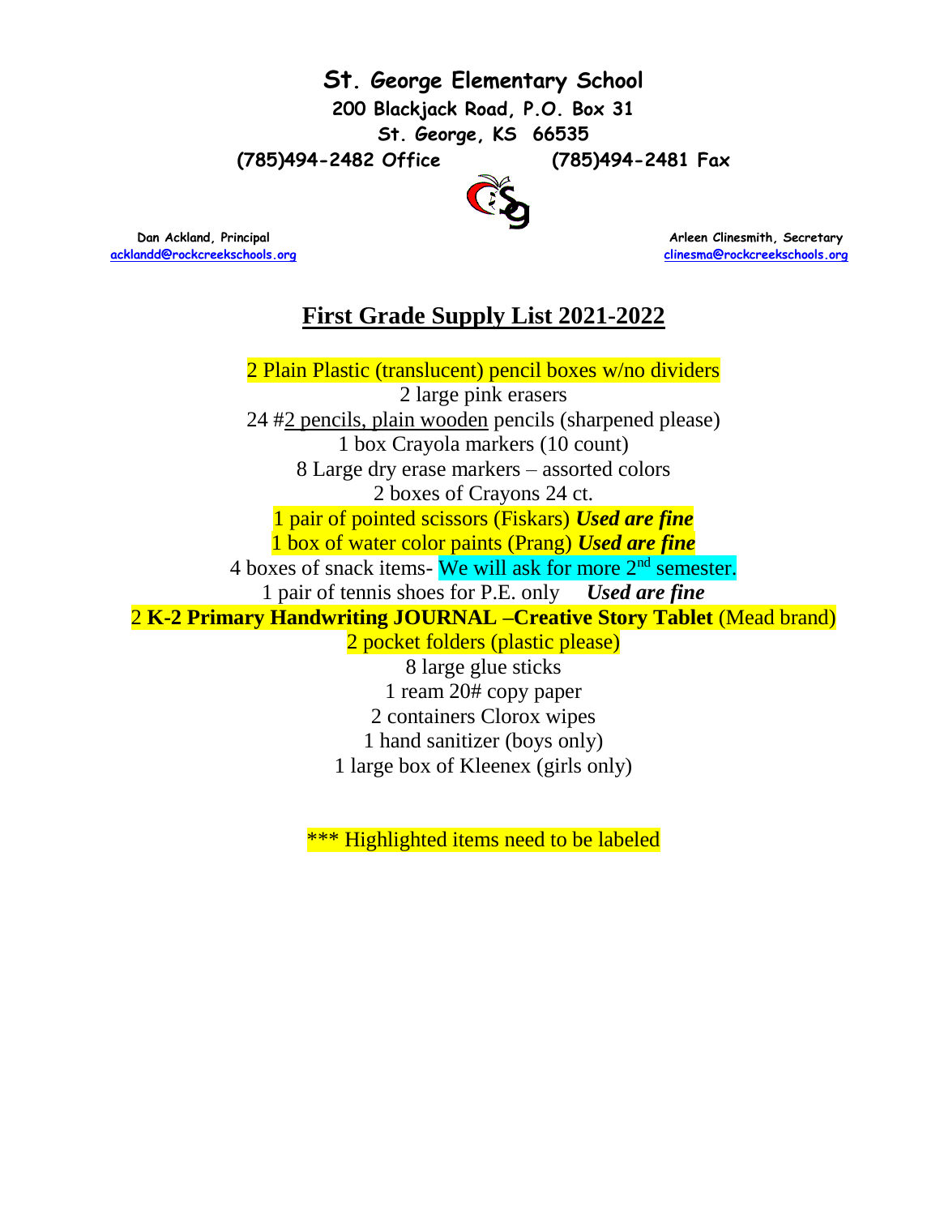# St. George Elementary School

**200 Blackjack Road, P.O. Box 31**
**St. George, KS 66535**
**(785)494-2482 Office (785)494-2481 Fax**

**Dan Ackland, Principal**
acklandd@rockcreekschools.org

**Arleen Clinesmith, Secretary**
clinesma@rockcreekschools.org

## First Grade Supply List 2021-2022

2 Plain Plastic (translucent) pencil boxes w/no dividers
2 large pink erasers
24 #2 pencils, plain wooden pencils (sharpened please)
1 box Crayola markers (10 count)
8 Large dry erase markers – assorted colors
2 boxes of Crayons 24 ct.
1 pair of pointed scissors (Fiskars) ***Used are fine***
1 box of water color paints (Prang) ***Used are fine***
4 boxes of snack items- We will ask for more 2nd semester.
1 pair of tennis shoes for P.E. only ***Used are fine***
2 **K-2 Primary Handwriting JOURNAL –Creative Story Tablet** (Mead brand)
2 pocket folders (plastic please)
8 large glue sticks
1 ream 20# copy paper
2 containers Clorox wipes
1 hand sanitizer (boys only)
1 large box of Kleenex (girls only)

*** Highlighted items need to be labeled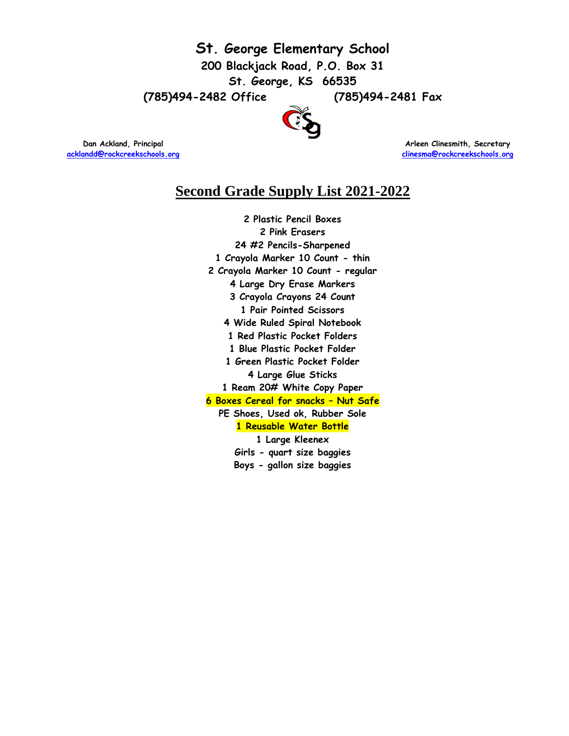# St. George Elementary School

**200 Blackjack Road, P.O. Box 31**
**St. George, KS 66535**
**(785)494-2482 Office (785)494-2481 Fax**

**Dan Ackland, Principal**
acklandd@rockcreekschools.org

**Arleen Clinesmith, Secretary**
clinesma@rockcreekschools.org

## Second Grade Supply List 2021-2022

2 Plastic Pencil Boxes
2 Pink Erasers
24 #2 Pencils-Sharpened
1 Crayola Marker 10 Count - thin
2 Crayola Marker 10 Count - regular
4 Large Dry Erase Markers
3 Crayola Crayons 24 Count
1 Pair Pointed Scissors
4 Wide Ruled Spiral Notebook
1 Red Plastic Pocket Folders
1 Blue Plastic Pocket Folder
1 Green Plastic Pocket Folder
4 Large Glue Sticks
1 Ream 20# White Copy Paper
6 Boxes Cereal for snacks – Nut Safe
PE Shoes, Used ok, Rubber Sole
1 Reusable Water Bottle
1 Large Kleenex
Girls - quart size baggies
Boys - gallon size baggies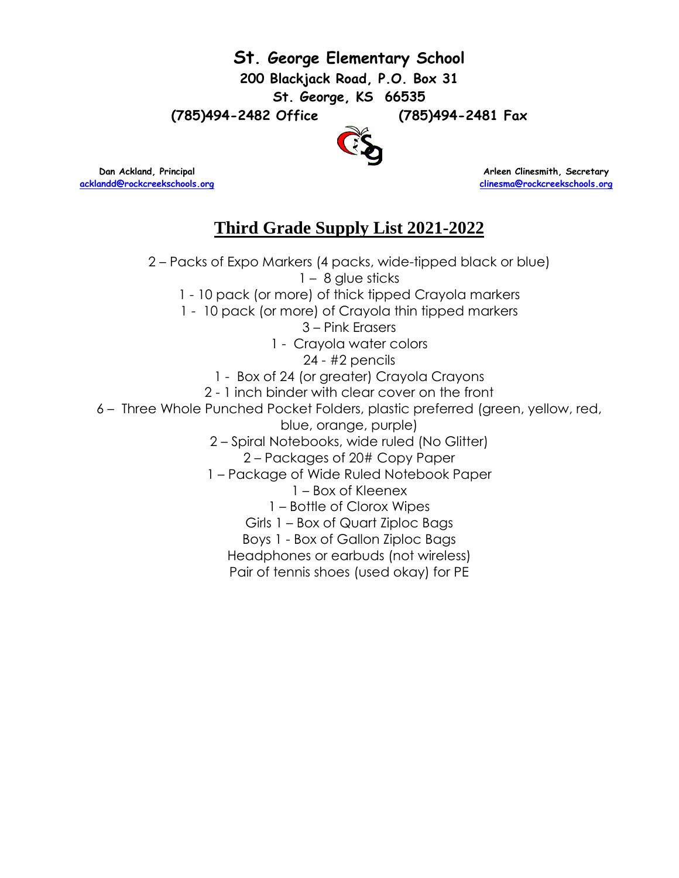# St. George Elementary School

**200 Blackjack Road, P.O. Box 31**
**St. George, KS 66535**
**(785)494-2482 Office (785)494-2481 Fax**

**Dan Ackland, Principal**
acklandd@rockcreekschools.org

**Arleen Clinesmith, Secretary**
clinesma@rockcreekschools.org

## Third Grade Supply List 2021-2022

2 – Packs of Expo Markers (4 packs, wide-tipped black or blue)
1 – 8 glue sticks
1 - 10 pack (or more) of thick tipped Crayola markers
1 - 10 pack (or more) of Crayola thin tipped markers
3 – Pink Erasers
1 - Crayola water colors
24 - #2 pencils
1 - Box of 24 (or greater) Crayola Crayons
2 - 1 inch binder with clear cover on the front
6 – Three Whole Punched Pocket Folders, plastic preferred (green, yellow, red, blue, orange, purple)
2 – Spiral Notebooks, wide ruled (No Glitter)
2 – Packages of 20# Copy Paper
1 – Package of Wide Ruled Notebook Paper
1 – Box of Kleenex
1 – Bottle of Clorox Wipes
Girls 1 – Box of Quart Ziploc Bags
Boys 1 - Box of Gallon Ziploc Bags
Headphones or earbuds (not wireless)
Pair of tennis shoes (used okay) for PE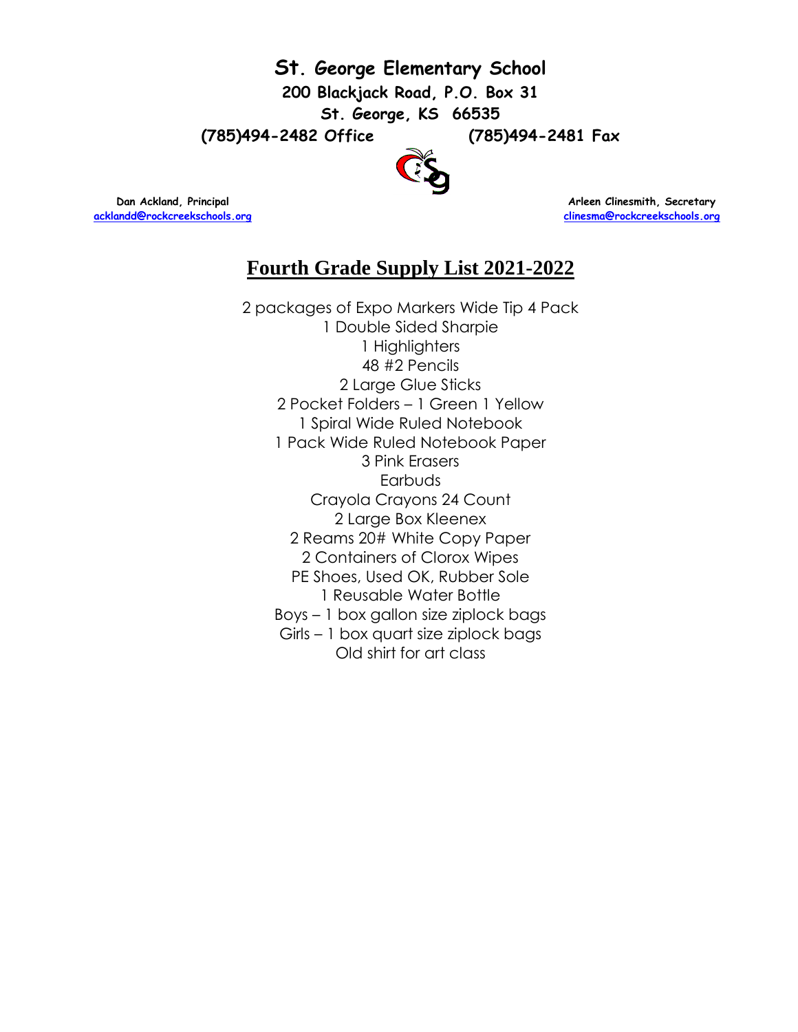# St. George Elementary School

**200 Blackjack Road, P.O. Box 31**
**St. George, KS 66535**
**(785)494-2482 Office (785)494-2481 Fax**

**Dan Ackland, Principal**
acklandd@rockcreekschools.org

**Arleen Clinesmith, Secretary**
clinesma@rockcreekschools.org

## Fourth Grade Supply List 2021-2022

2 packages of Expo Markers Wide Tip 4 Pack
1 Double Sided Sharpie
1 Highlighters
48 #2 Pencils
2 Large Glue Sticks
2 Pocket Folders – 1 Green 1 Yellow
1 Spiral Wide Ruled Notebook
1 Pack Wide Ruled Notebook Paper
3 Pink Erasers
Earbuds
Crayola Crayons 24 Count
2 Large Box Kleenex
2 Reams 20# White Copy Paper
2 Containers of Clorox Wipes
PE Shoes, Used OK, Rubber Sole
1 Reusable Water Bottle
Boys – 1 box gallon size ziplock bags
Girls – 1 box quart size ziplock bags
Old shirt for art class